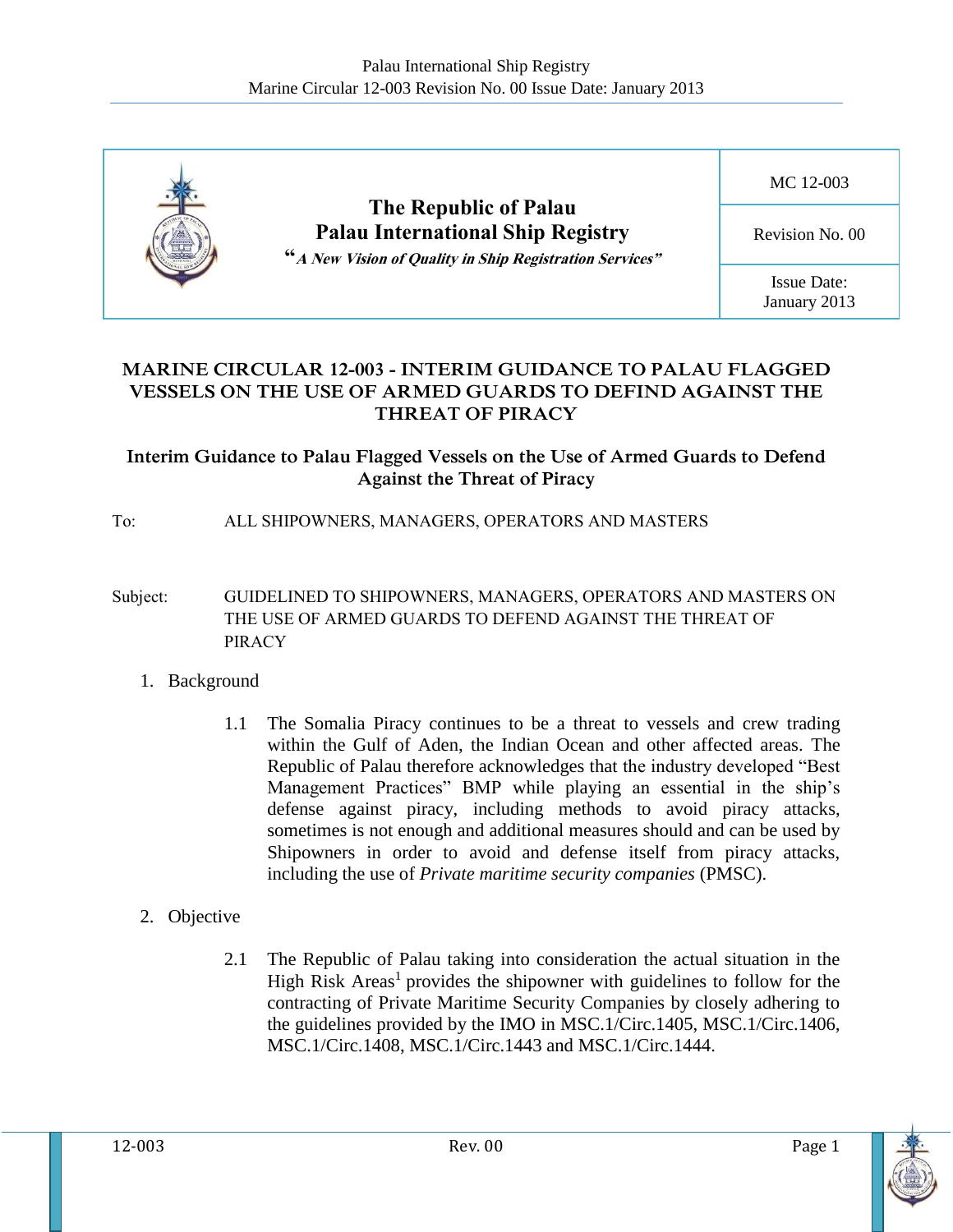| The Republic of Palau<br>Palau International Ship Registry<br>*"A New Vision of Quality in Ship Registration Services"* | MC 12-003 |
|---|---|
| | Revision No. 00 |
| | Issue Date:<br>January 2013 |

# MARINE CIRCULAR 12-003 - INTERIM GUIDANCE TO PALAU FLAGGED VESSELS ON THE USE OF ARMED GUARDS TO DEFIND AGAINST THE THREAT OF PIRACY

## Interim Guidance to Palau Flagged Vessels on the Use of Armed Guards to Defend Against the Threat of Piracy

To: ALL SHIPOWNERS, MANAGERS, OPERATORS AND MASTERS

Subject: GUIDELINED TO SHIPOWNERS, MANAGERS, OPERATORS AND MASTERS ON THE USE OF ARMED GUARDS TO DEFEND AGAINST THE THREAT OF PIRACY

1. Background

1.1 The Somalia Piracy continues to be a threat to vessels and crew trading within the Gulf of Aden, the Indian Ocean and other affected areas. The Republic of Palau therefore acknowledges that the industry developed "Best Management Practices" BMP while playing an essential in the ship's defense against piracy, including methods to avoid piracy attacks, sometimes is not enough and additional measures should and can be used by Shipowners in order to avoid and defense itself from piracy attacks, including the use of *Private maritime security companies* (PMSC).

2. Objective

2.1 The Republic of Palau taking into consideration the actual situation in the High Risk Areas[1] provides the shipowner with guidelines to follow for the contracting of Private Maritime Security Companies by closely adhering to the guidelines provided by the IMO in MSC.1/Circ.1405, MSC.1/Circ.1406, MSC.1/Circ.1408, MSC.1/Circ.1443 and MSC.1/Circ.1444.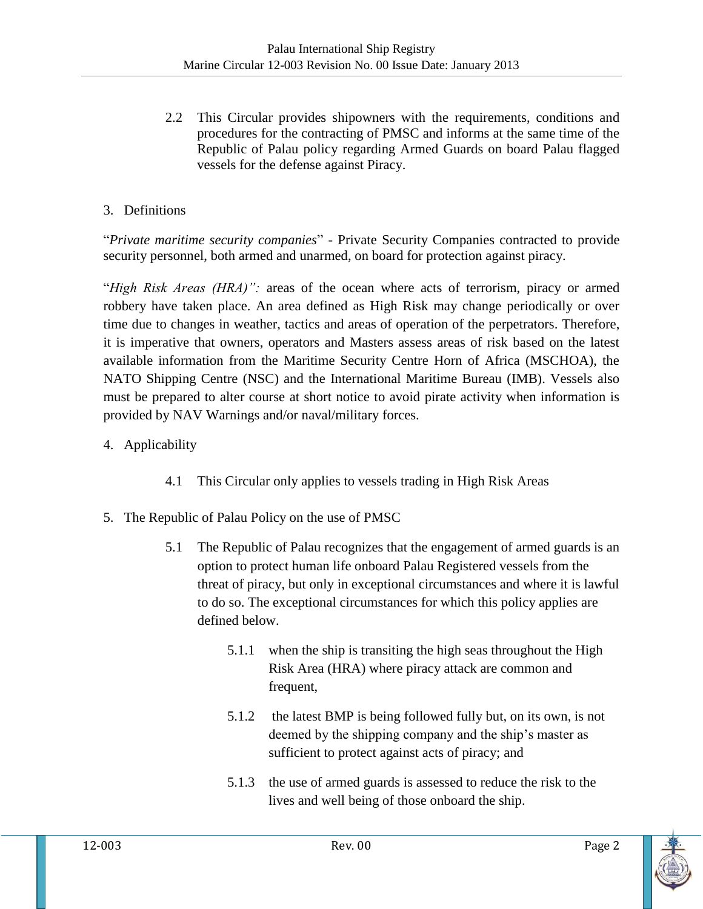2.2 This Circular provides shipowners with the requirements, conditions and procedures for the contracting of PMSC and informs at the same time of the Republic of Palau policy regarding Armed Guards on board Palau flagged vessels for the defense against Piracy.

## 3. Definitions

"*Private maritime security companies*" - Private Security Companies contracted to provide security personnel, both armed and unarmed, on board for protection against piracy.

"*High Risk Areas (HRA)":* areas of the ocean where acts of terrorism, piracy or armed robbery have taken place. An area defined as High Risk may change periodically or over time due to changes in weather, tactics and areas of operation of the perpetrators. Therefore, it is imperative that owners, operators and Masters assess areas of risk based on the latest available information from the Maritime Security Centre Horn of Africa (MSCHOA), the NATO Shipping Centre (NSC) and the International Maritime Bureau (IMB). Vessels also must be prepared to alter course at short notice to avoid pirate activity when information is provided by NAV Warnings and/or naval/military forces.

## 4. Applicability

4.1 This Circular only applies to vessels trading in High Risk Areas

## 5. The Republic of Palau Policy on the use of PMSC

5.1 The Republic of Palau recognizes that the engagement of armed guards is an option to protect human life onboard Palau Registered vessels from the threat of piracy, but only in exceptional circumstances and where it is lawful to do so. The exceptional circumstances for which this policy applies are defined below.

5.1.1 when the ship is transiting the high seas throughout the High Risk Area (HRA) where piracy attack are common and frequent,

5.1.2 the latest BMP is being followed fully but, on its own, is not deemed by the shipping company and the ship's master as sufficient to protect against acts of piracy; and

5.1.3 the use of armed guards is assessed to reduce the risk to the lives and well being of those onboard the ship.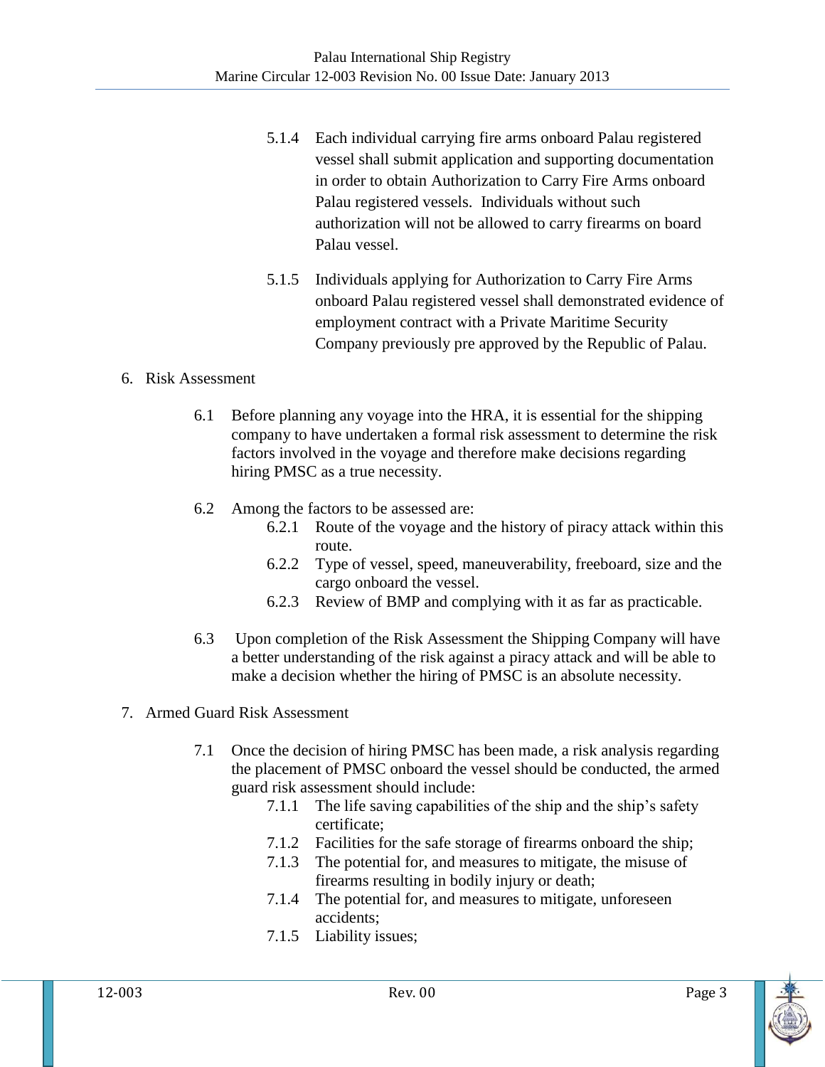5.1.4 Each individual carrying fire arms onboard Palau registered vessel shall submit application and supporting documentation in order to obtain Authorization to Carry Fire Arms onboard Palau registered vessels. Individuals without such authorization will not be allowed to carry firearms on board Palau vessel.

5.1.5 Individuals applying for Authorization to Carry Fire Arms onboard Palau registered vessel shall demonstrated evidence of employment contract with a Private Maritime Security Company previously pre approved by the Republic of Palau.

6. Risk Assessment

6.1 Before planning any voyage into the HRA, it is essential for the shipping company to have undertaken a formal risk assessment to determine the risk factors involved in the voyage and therefore make decisions regarding hiring PMSC as a true necessity.

6.2 Among the factors to be assessed are:

6.2.1 Route of the voyage and the history of piracy attack within this route.

6.2.2 Type of vessel, speed, maneuverability, freeboard, size and the cargo onboard the vessel.

6.2.3 Review of BMP and complying with it as far as practicable.

6.3 Upon completion of the Risk Assessment the Shipping Company will have a better understanding of the risk against a piracy attack and will be able to make a decision whether the hiring of PMSC is an absolute necessity.

7. Armed Guard Risk Assessment

7.1 Once the decision of hiring PMSC has been made, a risk analysis regarding the placement of PMSC onboard the vessel should be conducted, the armed guard risk assessment should include:

7.1.1 The life saving capabilities of the ship and the ship's safety certificate;

7.1.2 Facilities for the safe storage of firearms onboard the ship;

7.1.3 The potential for, and measures to mitigate, the misuse of firearms resulting in bodily injury or death;

7.1.4 The potential for, and measures to mitigate, unforeseen accidents;

7.1.5 Liability issues;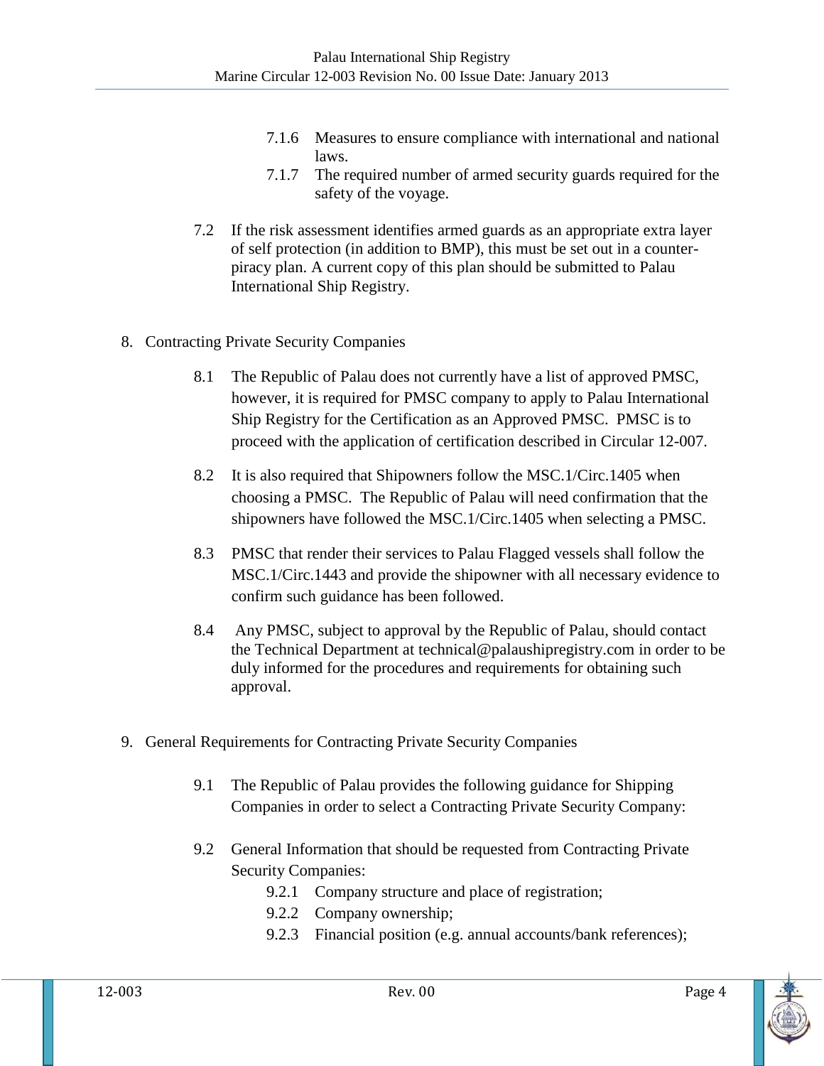7.1.6 Measures to ensure compliance with international and national laws.

7.1.7 The required number of armed security guards required for the safety of the voyage.

7.2 If the risk assessment identifies armed guards as an appropriate extra layer of self protection (in addition to BMP), this must be set out in a counter-piracy plan. A current copy of this plan should be submitted to Palau International Ship Registry.

## 8. Contracting Private Security Companies

8.1 The Republic of Palau does not currently have a list of approved PMSC, however, it is required for PMSC company to apply to Palau International Ship Registry for the Certification as an Approved PMSC. PMSC is to proceed with the application of certification described in Circular 12-007.

8.2 It is also required that Shipowners follow the MSC.1/Circ.1405 when choosing a PMSC. The Republic of Palau will need confirmation that the shipowners have followed the MSC.1/Circ.1405 when selecting a PMSC.

8.3 PMSC that render their services to Palau Flagged vessels shall follow the MSC.1/Circ.1443 and provide the shipowner with all necessary evidence to confirm such guidance has been followed.

8.4 Any PMSC, subject to approval by the Republic of Palau, should contact the Technical Department at technical@palaushipregistry.com in order to be duly informed for the procedures and requirements for obtaining such approval.

## 9. General Requirements for Contracting Private Security Companies

9.1 The Republic of Palau provides the following guidance for Shipping Companies in order to select a Contracting Private Security Company:

9.2 General Information that should be requested from Contracting Private Security Companies:

9.2.1 Company structure and place of registration;

9.2.2 Company ownership;

9.2.3 Financial position (e.g. annual accounts/bank references);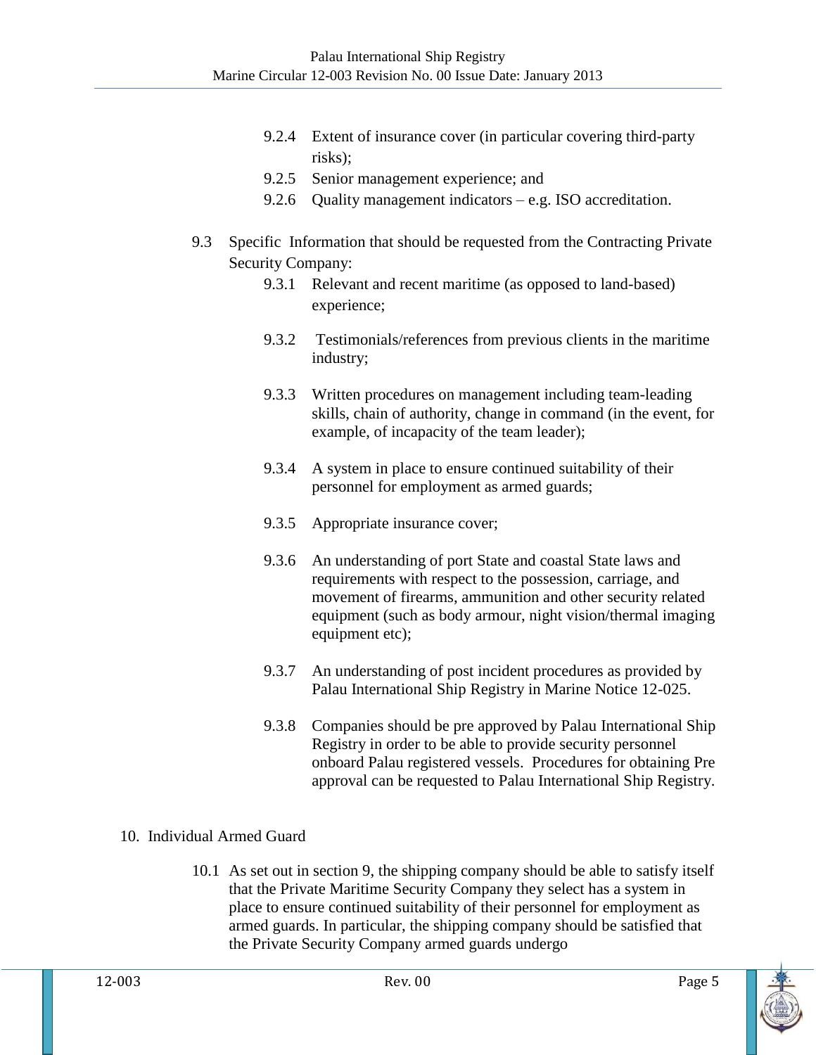- 9.2.4 Extent of insurance cover (in particular covering third-party risks);
- 9.2.5 Senior management experience; and
- 9.2.6 Quality management indicators – e.g. ISO accreditation.

9.3 Specific Information that should be requested from the Contracting Private Security Company:

- 9.3.1 Relevant and recent maritime (as opposed to land-based) experience;
- 9.3.2 Testimonials/references from previous clients in the maritime industry;
- 9.3.3 Written procedures on management including team-leading skills, chain of authority, change in command (in the event, for example, of incapacity of the team leader);
- 9.3.4 A system in place to ensure continued suitability of their personnel for employment as armed guards;
- 9.3.5 Appropriate insurance cover;
- 9.3.6 An understanding of port State and coastal State laws and requirements with respect to the possession, carriage, and movement of firearms, ammunition and other security related equipment (such as body armour, night vision/thermal imaging equipment etc);
- 9.3.7 An understanding of post incident procedures as provided by Palau International Ship Registry in Marine Notice 12-025.
- 9.3.8 Companies should be pre approved by Palau International Ship Registry in order to be able to provide security personnel onboard Palau registered vessels. Procedures for obtaining Pre approval can be requested to Palau International Ship Registry.

## 10. Individual Armed Guard

10.1 As set out in section 9, the shipping company should be able to satisfy itself that the Private Maritime Security Company they select has a system in place to ensure continued suitability of their personnel for employment as armed guards. In particular, the shipping company should be satisfied that the Private Security Company armed guards undergo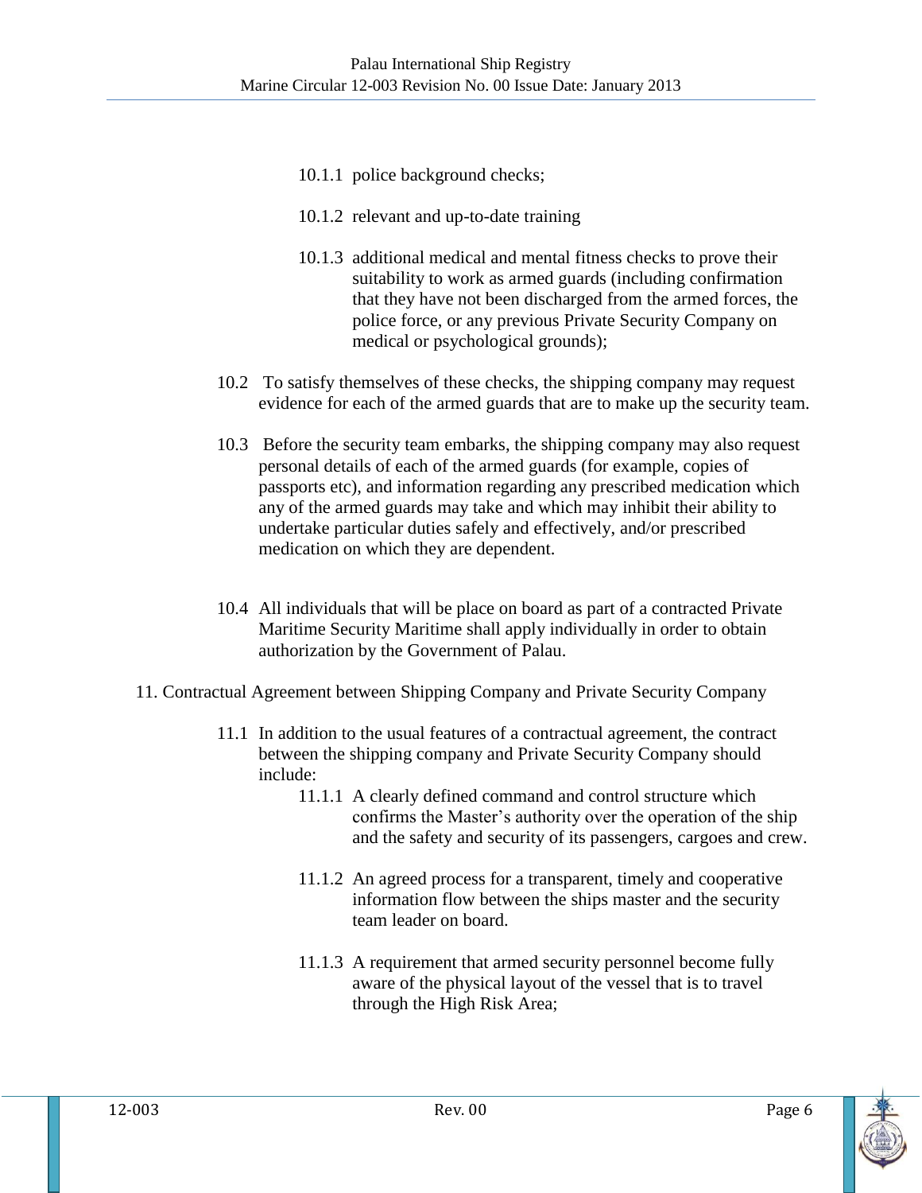10.1.1 police background checks;

10.1.2 relevant and up-to-date training

10.1.3 additional medical and mental fitness checks to prove their suitability to work as armed guards (including confirmation that they have not been discharged from the armed forces, the police force, or any previous Private Security Company on medical or psychological grounds);

10.2 To satisfy themselves of these checks, the shipping company may request evidence for each of the armed guards that are to make up the security team.

10.3 Before the security team embarks, the shipping company may also request personal details of each of the armed guards (for example, copies of passports etc), and information regarding any prescribed medication which any of the armed guards may take and which may inhibit their ability to undertake particular duties safely and effectively, and/or prescribed medication on which they are dependent.

10.4 All individuals that will be place on board as part of a contracted Private Maritime Security Maritime shall apply individually in order to obtain authorization by the Government of Palau.

11. Contractual Agreement between Shipping Company and Private Security Company

11.1 In addition to the usual features of a contractual agreement, the contract between the shipping company and Private Security Company should include:

11.1.1 A clearly defined command and control structure which confirms the Master's authority over the operation of the ship and the safety and security of its passengers, cargoes and crew.

11.1.2 An agreed process for a transparent, timely and cooperative information flow between the ships master and the security team leader on board.

11.1.3 A requirement that armed security personnel become fully aware of the physical layout of the vessel that is to travel through the High Risk Area;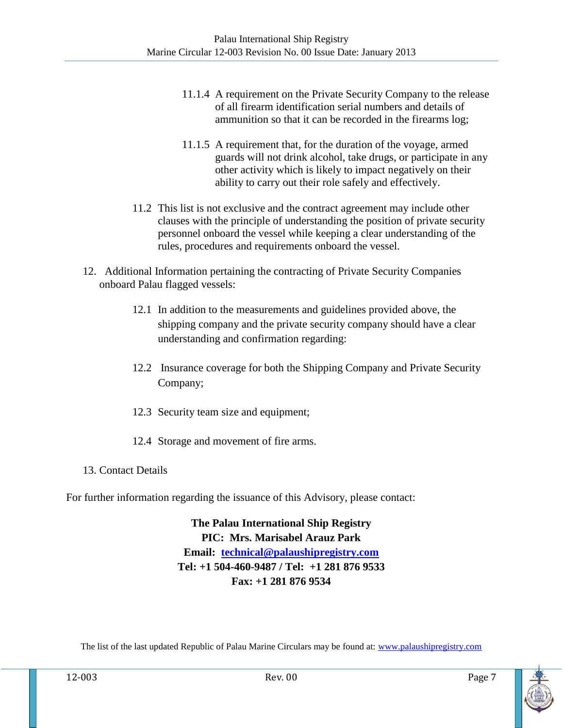11.1.4 A requirement on the Private Security Company to the release of all firearm identification serial numbers and details of ammunition so that it can be recorded in the firearms log;

11.1.5 A requirement that, for the duration of the voyage, armed guards will not drink alcohol, take drugs, or participate in any other activity which is likely to impact negatively on their ability to carry out their role safely and effectively.

11.2 This list is not exclusive and the contract agreement may include other clauses with the principle of understanding the position of private security personnel onboard the vessel while keeping a clear understanding of the rules, procedures and requirements onboard the vessel.

12. Additional Information pertaining the contracting of Private Security Companies onboard Palau flagged vessels:

12.1 In addition to the measurements and guidelines provided above, the shipping company and the private security company should have a clear understanding and confirmation regarding:

12.2 Insurance coverage for both the Shipping Company and Private Security Company;

12.3 Security team size and equipment;

12.4 Storage and movement of fire arms.

13. Contact Details

For further information regarding the issuance of this Advisory, please contact:

**The Palau International Ship Registry**
**PIC: Mrs. Marisabel Arauz Park**
**Email: technical@palaushipregistry.com**
**Tel: +1 504-460-9487 / Tel: +1 281 876 9533**
**Fax: +1 281 876 9534**

The list of the last updated Republic of Palau Marine Circulars may be found at: www.palaushipregistry.com